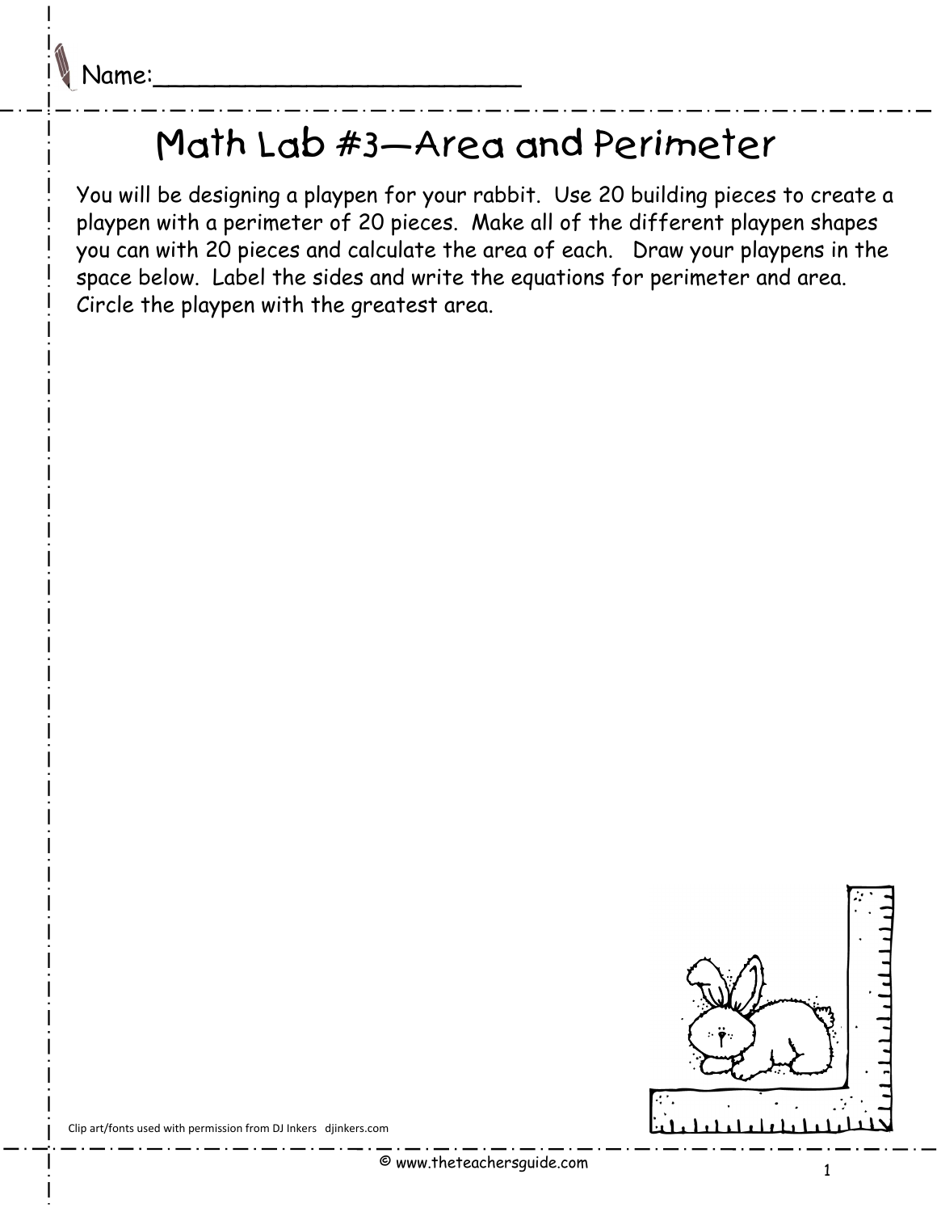Name:________________________

# Math Lab #3—Area and Perimeter

You will be designing a playpen for your rabbit. Use 20 building pieces to create a playpen with a perimeter of 20 pieces. Make all of the different playpen shapes you can with 20 pieces and calculate the area of each. Draw your playpens in the space below. Label the sides and write the equations for perimeter and area. Circle the playpen with the greatest area.

Clip art/fonts used with permission from DJ Inkers djinkers.com

© www.theteachersguide.com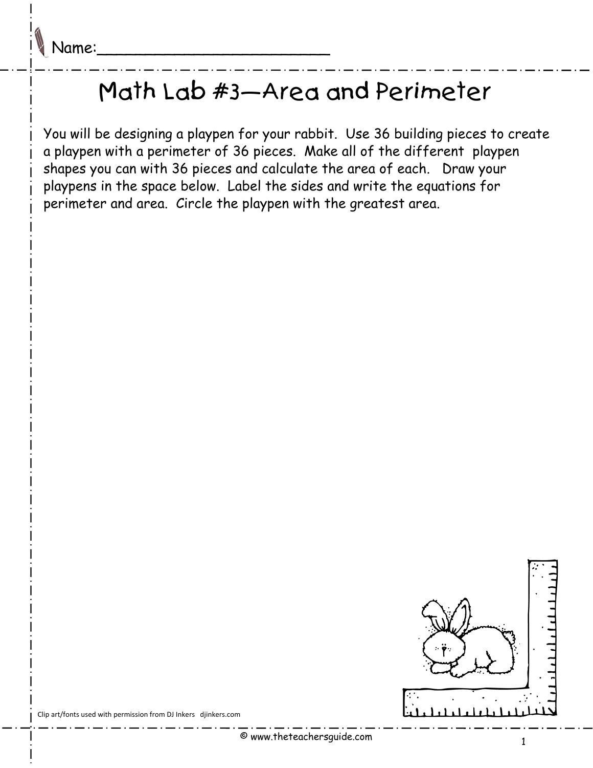Name:_________________________

# Math Lab #3—Area and Perimeter

You will be designing a playpen for your rabbit. Use 36 building pieces to create a playpen with a perimeter of 36 pieces. Make all of the different playpen shapes you can with 36 pieces and calculate the area of each. Draw your playpens in the space below. Label the sides and write the equations for perimeter and area. Circle the playpen with the greatest area.

Clip art/fonts used with permission from DJ Inkers djinkers.com

© www.theteachersguide.com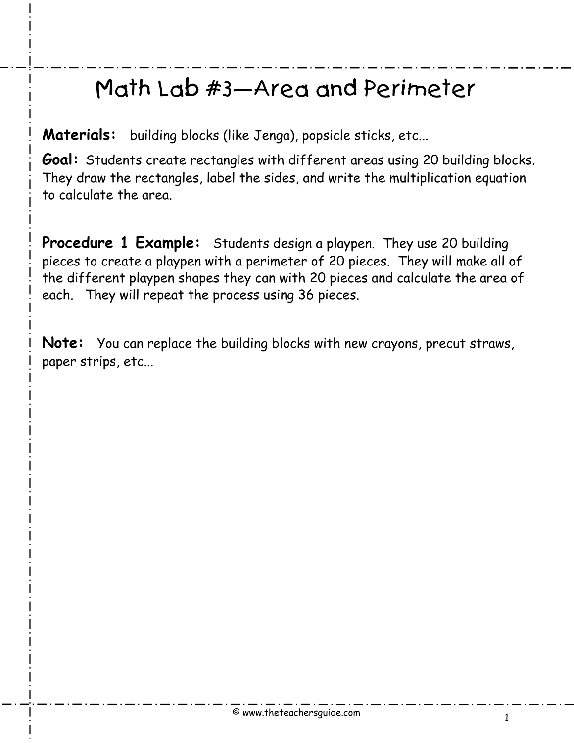# Math Lab #3—Area and Perimeter

**Materials:** building blocks (like Jenga), popsicle sticks, etc...

**Goal:** Students create rectangles with different areas using 20 building blocks. They draw the rectangles, label the sides, and write the multiplication equation to calculate the area.

**Procedure 1 Example:** Students design a playpen. They use 20 building pieces to create a playpen with a perimeter of 20 pieces. They will make all of the different playpen shapes they can with 20 pieces and calculate the area of each. They will repeat the process using 36 pieces.

**Note:** You can replace the building blocks with new crayons, precut straws, paper strips, etc...

© www.theteachersguide.com